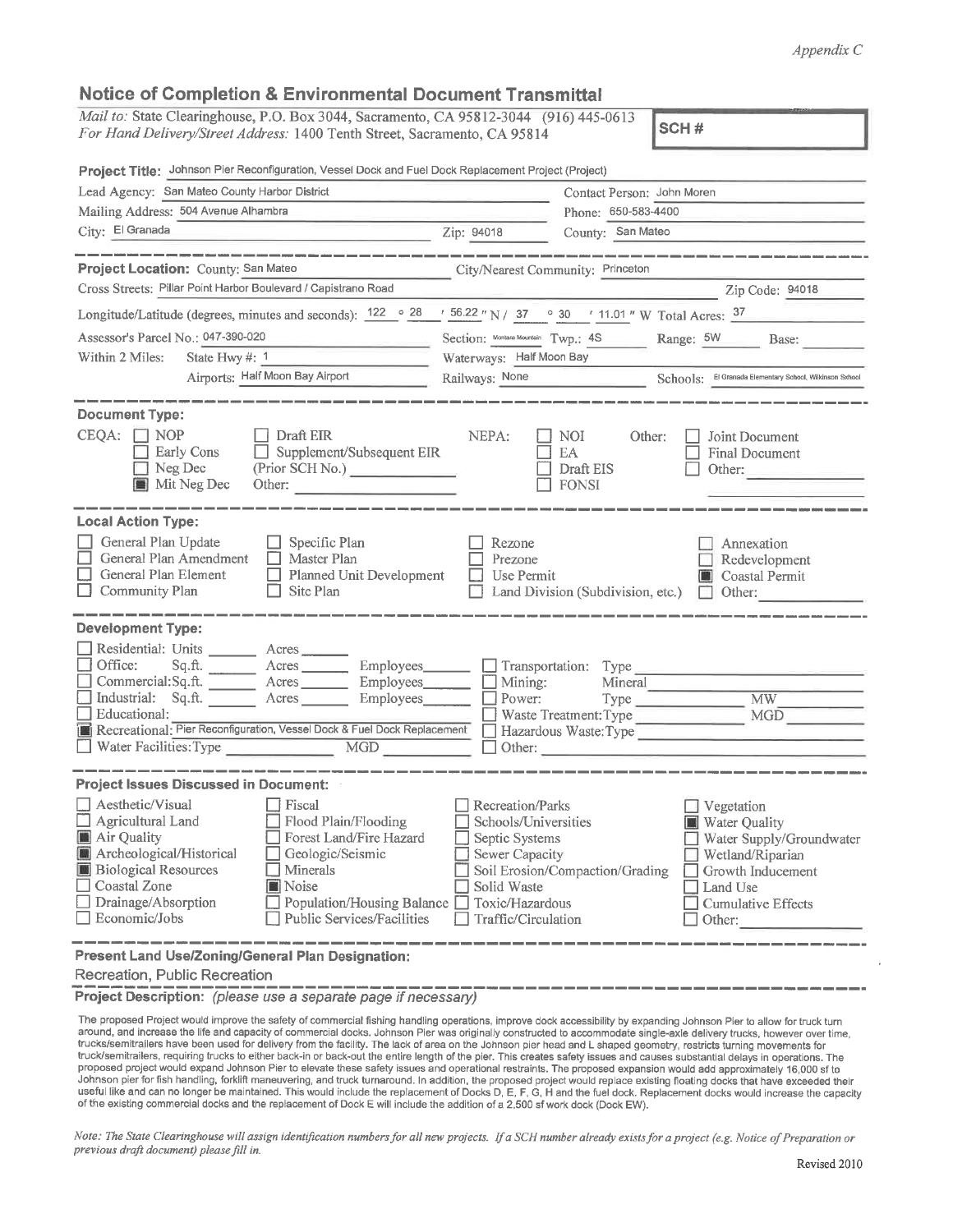Appendix C

# Notice of Completion & Environmental Document Transmittal

*Mail to:* State Clearinghouse, P.O. Box 3044, Sacramento, CA 95812-3044 (916) 445-0613
*For Hand Delivery/Street Address:* 1400 Tenth Street, Sacramento, CA 95814

**SCH #**

**Project Title:** Johnson Pier Reconfiguration, Vessel Dock and Fuel Dock Replacement Project (Project)

Lead Agency: San Mateo County Harbor District
Contact Person: John Moren
Mailing Address: 504 Avenue Alhambra
Phone: 650-583-4400
City: El Granada
Zip: 94018
County: San Mateo

---

**Project Location:** County: San Mateo
City/Nearest Community: Princeton
Cross Streets: Pillar Point Harbor Boulevard / Capistrano Road
Zip Code: 94018

Longitude/Latitude (degrees, minutes and seconds): 122 ° 28 ′ 56.22 ″ N / 37 ° 30 ′ 11.01 ″ W Total Acres: 37

Assessor's Parcel No.: 047-390-020
Section: Montara Mountain Twp.: 4S Range: 5W Base:

Within 2 Miles: State Hwy #: 1
Waterways: Half Moon Bay
Airports: Half Moon Bay Airport
Railways: None
Schools: El Granada Elementary School, Wilkinson School

---

**Document Type:**

CEQA:
- ☐ NOP
- ☐ Early Cons
- ☐ Neg Dec
- ☒ Mit Neg Dec
- ☐ Draft EIR
- ☐ Supplement/Subsequent EIR (Prior SCH No.) ____
- Other: ____

NEPA:
- ☐ NOI
- ☐ EA
- ☐ Draft EIS
- ☐ FONSI

Other:
- ☐ Joint Document
- ☐ Final Document
- ☐ Other: ____

---

**Local Action Type:**

- ☐ General Plan Update
- ☐ General Plan Amendment
- ☐ General Plan Element
- ☐ Community Plan
- ☐ Specific Plan
- ☐ Master Plan
- ☐ Planned Unit Development
- ☐ Site Plan
- ☐ Rezone
- ☐ Prezone
- ☐ Use Permit
- ☐ Land Division (Subdivision, etc.)
- ☐ Annexation
- ☐ Redevelopment
- ☒ Coastal Permit
- ☐ Other: ____

---

**Development Type:**

- ☐ Residential: Units ____ Acres ____
- ☐ Office: Sq.ft. ____ Acres ____ Employees ____
- ☐ Commercial: Sq.ft. ____ Acres ____ Employees ____
- ☐ Industrial: Sq.ft. ____ Acres ____ Employees ____
- ☐ Educational: ____
- ☒ Recreational: Pier Reconfiguration, Vessel Dock & Fuel Dock Replacement
- ☐ Water Facilities: Type ____ MGD ____
- ☐ Transportation: Type ____
- ☐ Mining: Mineral ____
- ☐ Power: Type ____ MW ____
- ☐ Waste Treatment: Type ____ MGD ____
- ☐ Hazardous Waste: Type ____
- ☐ Other: ____

---

**Project Issues Discussed in Document:**

- ☐ Aesthetic/Visual
- ☐ Agricultural Land
- ☒ Air Quality
- ☒ Archeological/Historical
- ☒ Biological Resources
- ☐ Coastal Zone
- ☐ Drainage/Absorption
- ☐ Economic/Jobs
- ☐ Fiscal
- ☐ Flood Plain/Flooding
- ☐ Forest Land/Fire Hazard
- ☐ Geologic/Seismic
- ☐ Minerals
- ☒ Noise
- ☐ Population/Housing Balance
- ☐ Public Services/Facilities
- ☐ Recreation/Parks
- ☐ Schools/Universities
- ☐ Septic Systems
- ☐ Sewer Capacity
- ☐ Soil Erosion/Compaction/Grading
- ☐ Solid Waste
- ☐ Toxic/Hazardous
- ☐ Traffic/Circulation
- ☐ Vegetation
- ☒ Water Quality
- ☐ Water Supply/Groundwater
- ☐ Wetland/Riparian
- ☐ Growth Inducement
- ☐ Land Use
- ☐ Cumulative Effects
- ☐ Other: ____

---

**Present Land Use/Zoning/General Plan Designation:**

Recreation, Public Recreation

---

**Project Description:** *(please use a separate page if necessary)*

The proposed Project would improve the safety of commercial fishing handling operations, improve dock accessibility by expanding Johnson Pier to allow for truck turn around, and increase the life and capacity of commercial docks. Johnson Pier was originally constructed to accommodate single-axle delivery trucks, however over time, trucks/semitrailers have been used for delivery from the facility. The lack of area on the Johnson pier head and L shaped geometry, restricts turning movements for truck/semitrailers, requiring trucks to either back-in or back-out the entire length of the pier. This creates safety issues and causes substantial delays in operations. The proposed project would expand Johnson Pier to elevate these safety issues and operational restraints. The proposed expansion would add approximately 16,000 sf to Johnson pier for fish handling, forklift maneuvering, and truck turnaround. In addition, the proposed project would replace existing floating docks that have exceeded their useful like and can no longer be maintained. This would include the replacement of Docks D, E, F, G, H and the fuel dock. Replacement docks would increase the capacity of the existing commercial docks and the replacement of Dock E will include the addition of a 2,500 sf work dock (Dock EW).

*Note: The State Clearinghouse will assign identification numbers for all new projects. If a SCH number already exists for a project (e.g. Notice of Preparation or previous draft document) please fill in.*

Revised 2010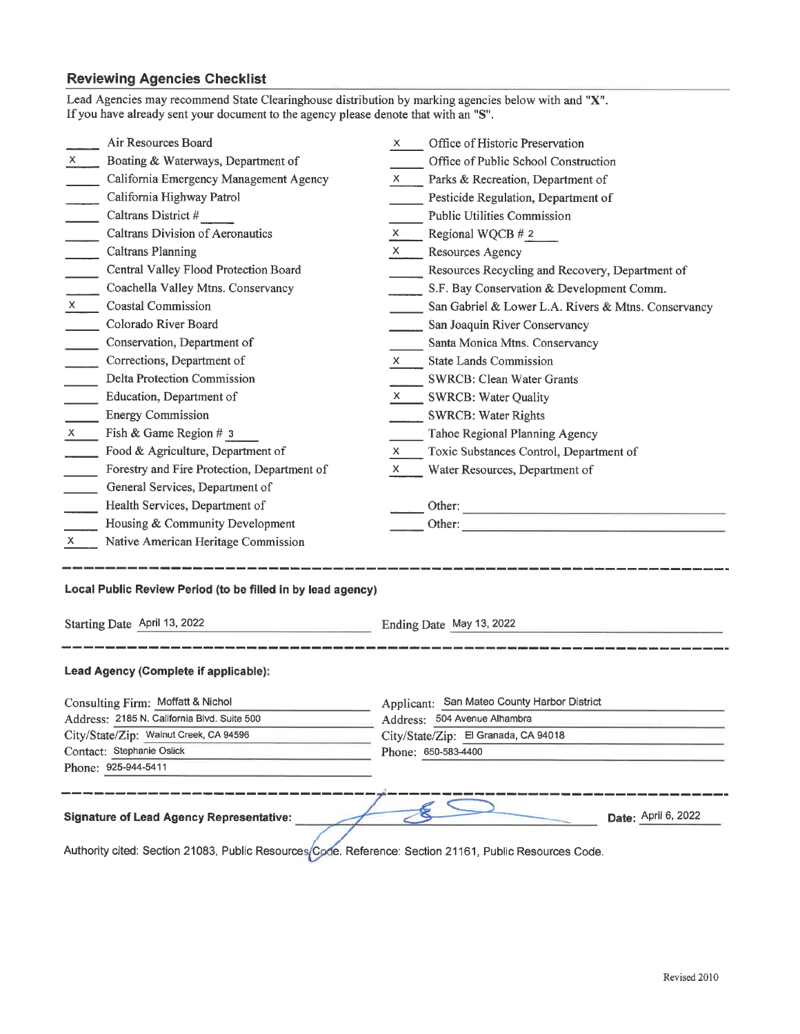## Reviewing Agencies Checklist

Lead Agencies may recommend State Clearinghouse distribution by marking agencies below with and "X".
If you have already sent your document to the agency please denote that with an "S".

| | | | |
|---|---|---|---|
| | Air Resources Board | X | Office of Historic Preservation |
| X | Boating & Waterways, Department of | | Office of Public School Construction |
| | California Emergency Management Agency | X | Parks & Recreation, Department of |
| | California Highway Patrol | | Pesticide Regulation, Department of |
| | Caltrans District # ____ | | Public Utilities Commission |
| | Caltrans Division of Aeronautics | X | Regional WQCB # 2 |
| | Caltrans Planning | X | Resources Agency |
| | Central Valley Flood Protection Board | | Resources Recycling and Recovery, Department of |
| | Coachella Valley Mtns. Conservancy | | S.F. Bay Conservation & Development Comm. |
| X | Coastal Commission | | San Gabriel & Lower L.A. Rivers & Mtns. Conservancy |
| | Colorado River Board | | San Joaquin River Conservancy |
| | Conservation, Department of | | Santa Monica Mtns. Conservancy |
| | Corrections, Department of | X | State Lands Commission |
| | Delta Protection Commission | | SWRCB: Clean Water Grants |
| | Education, Department of | X | SWRCB: Water Quality |
| | Energy Commission | | SWRCB: Water Rights |
| X | Fish & Game Region # 3 | | Tahoe Regional Planning Agency |
| | Food & Agriculture, Department of | X | Toxic Substances Control, Department of |
| | Forestry and Fire Protection, Department of | X | Water Resources, Department of |
| | General Services, Department of | | |
| | Health Services, Department of | | Other: |
| | Housing & Community Development | | Other: |
| X | Native American Heritage Commission | | |

---

**Local Public Review Period (to be filled in by lead agency)**

Starting Date April 13, 2022 Ending Date May 13, 2022

---

**Lead Agency (Complete if applicable):**

Consulting Firm: Moffatt & Nichol
Address: 2185 N. California Blvd. Suite 500
City/State/Zip: Walnut Creek, CA 94596
Contact: Stephanie Oslick
Phone: 925-944-5411

Applicant: San Mateo County Harbor District
Address: 504 Avenue Alhambra
City/State/Zip: El Granada, CA 94018
Phone: 650-583-4400

---

**Signature of Lead Agency Representative:** ____________ **Date:** April 6, 2022

Authority cited: Section 21083, Public Resources Code. Reference: Section 21161, Public Resources Code.

Revised 2010